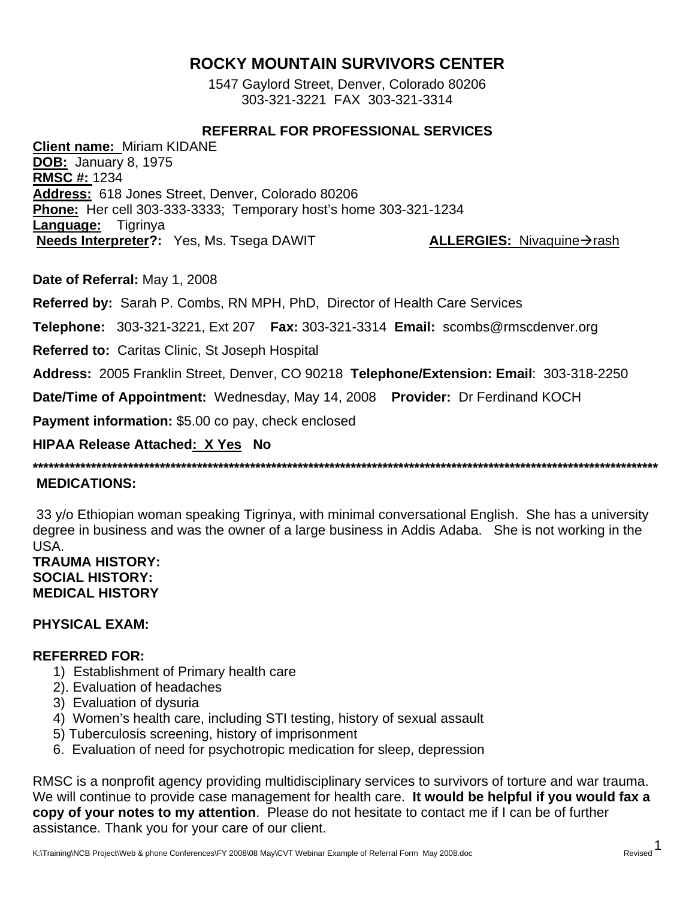# ROCKY MOUNTAIN SURVIVORS CENTER

1547 Gaylord Street, Denver, Colorado 80206
303-321-3221 FAX 303-321-3314

## REFERRAL FOR PROFESSIONAL SERVICES

**Client name:** Miriam KIDANE
**DOB:** January 8, 1975
**RMSC #:** 1234
**Address:** 618 Jones Street, Denver, Colorado 80206
**Phone:** Her cell 303-333-3333; Temporary host's home 303-321-1234
**Language:** Tigrinya
**Needs Interpreter?:** Yes, Ms. Tsega DAWIT **ALLERGIES:** Nivaquine→rash

**Date of Referral:** May 1, 2008

**Referred by:** Sarah P. Combs, RN MPH, PhD, Director of Health Care Services

**Telephone:** 303-321-3221, Ext 207 **Fax:** 303-321-3314 **Email:** scombs@rmscdenver.org

**Referred to:** Caritas Clinic, St Joseph Hospital

**Address:** 2005 Franklin Street, Denver, CO 90218 **Telephone/Extension: Email**: 303-318-2250

**Date/Time of Appointment:** Wednesday, May 14, 2008 **Provider:** Dr Ferdinand KOCH

**Payment information:** $5.00 co pay, check enclosed

**HIPAA Release Attached: X Yes No**

**************************************************************************************************************************

**MEDICATIONS:**

33 y/o Ethiopian woman speaking Tigrinya, with minimal conversational English. She has a university degree in business and was the owner of a large business in Addis Adaba. She is not working in the USA.

**TRAUMA HISTORY:**
**SOCIAL HISTORY:**
**MEDICAL HISTORY**

**PHYSICAL EXAM:**

**REFERRED FOR:**

1) Establishment of Primary health care
2). Evaluation of headaches
3) Evaluation of dysuria
4) Women's health care, including STI testing, history of sexual assault
5) Tuberculosis screening, history of imprisonment
6. Evaluation of need for psychotropic medication for sleep, depression

RMSC is a nonprofit agency providing multidisciplinary services to survivors of torture and war trauma. We will continue to provide case management for health care. **It would be helpful if you would fax a copy of your notes to my attention**. Please do not hesitate to contact me if I can be of further assistance. Thank you for your care of our client.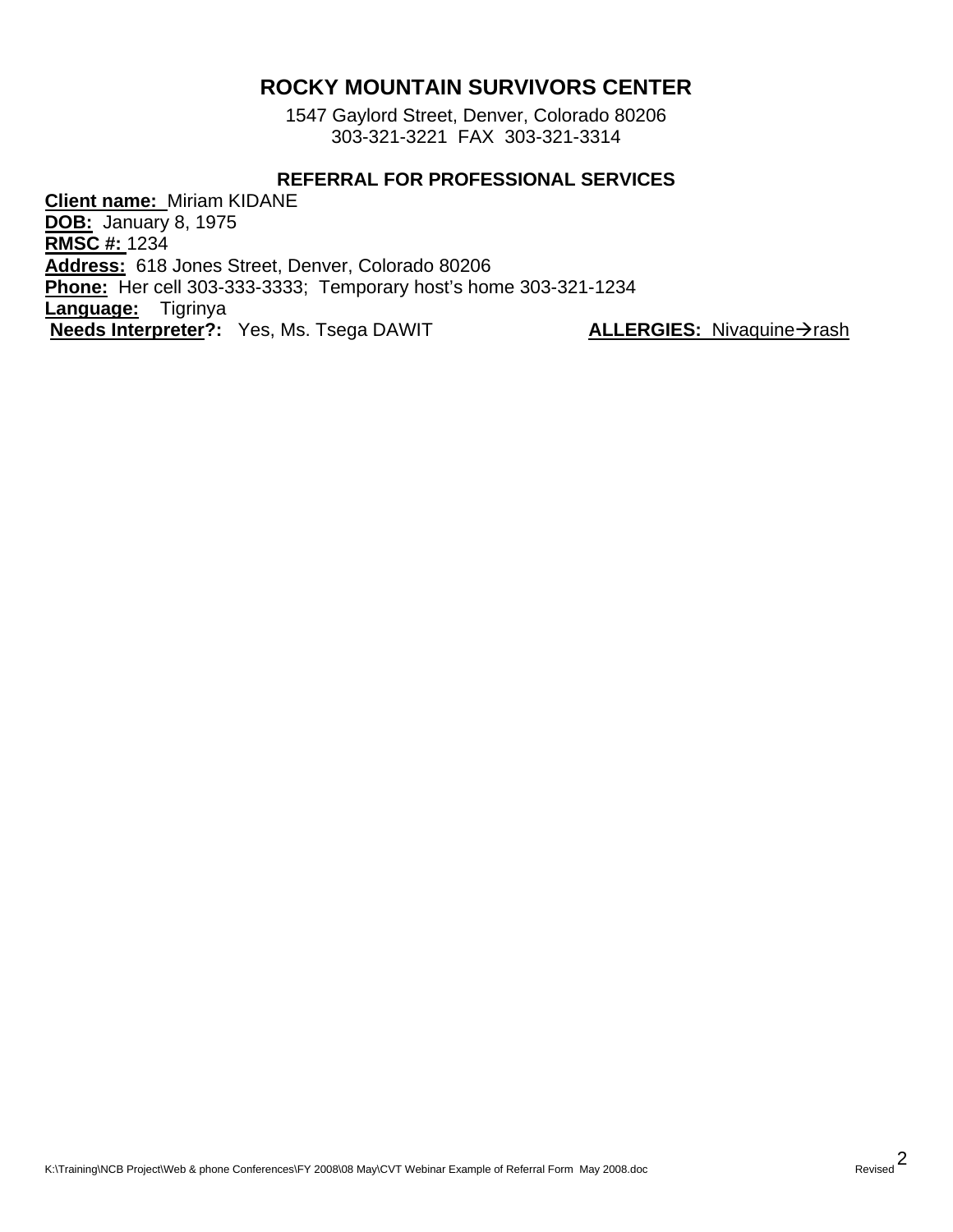# ROCKY MOUNTAIN SURVIVORS CENTER

1547 Gaylord Street, Denver, Colorado 80206
303-321-3221 FAX 303-321-3314

## REFERRAL FOR PROFESSIONAL SERVICES

**Client name:** Miriam KIDANE
**DOB:** January 8, 1975
**RMSC #:** 1234
**Address:** 618 Jones Street, Denver, Colorado 80206
**Phone:** Her cell 303-333-3333; Temporary host's home 303-321-1234
**Language:** Tigrinya
**Needs Interpreter?:** Yes, Ms. Tsega DAWIT

**ALLERGIES:** Nivaquine→rash